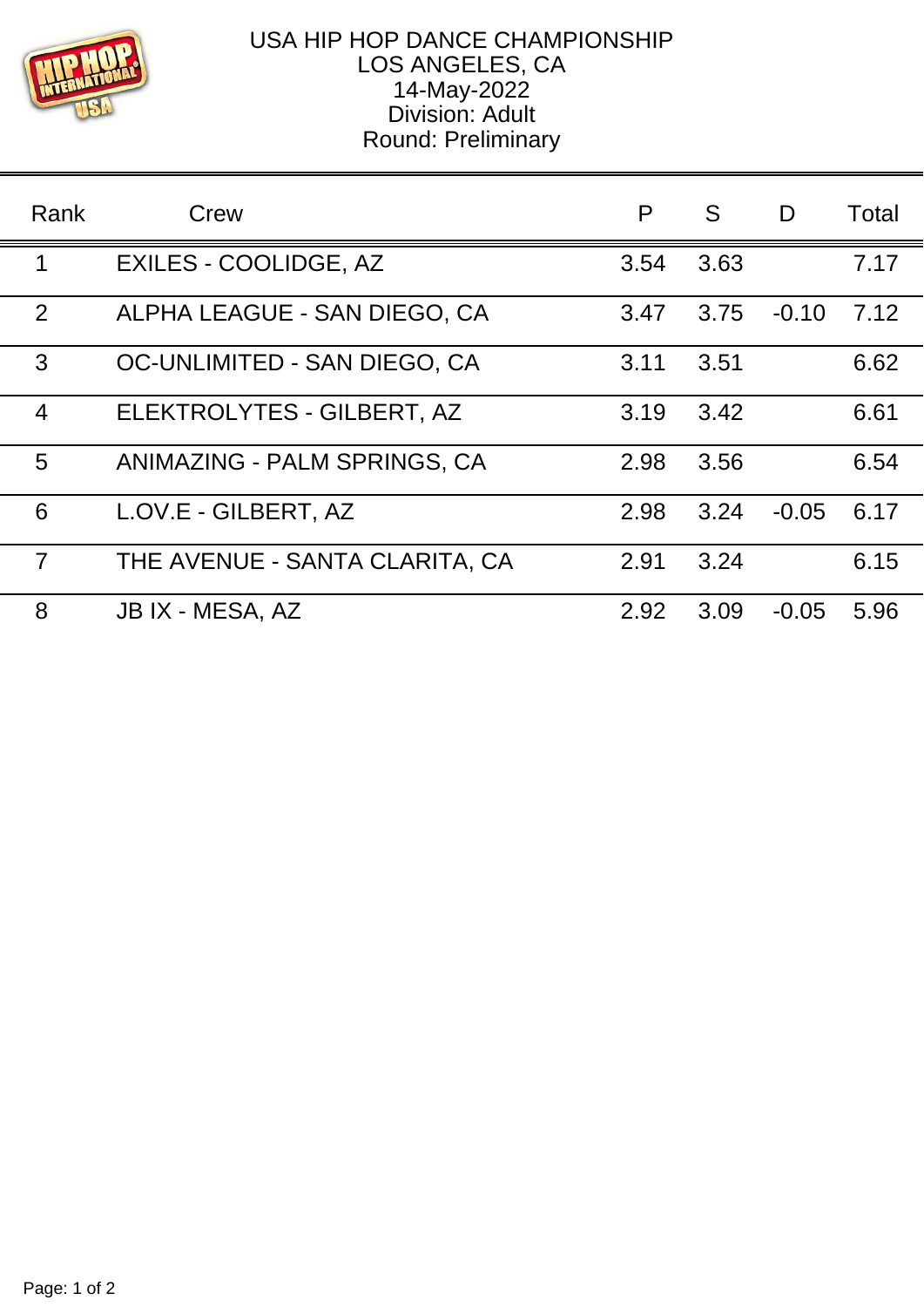# USA HIP HOP DANCE CHAMPIONSHIP

LOS ANGELES, CA
14-May-2022
Division: Adult
Round: Preliminary

| Rank | Crew | P | S | D | Total |
|---|---|---|---|---|---|
| 1 | EXILES - COOLIDGE, AZ | 3.54 | 3.63 | | 7.17 |
| 2 | ALPHA LEAGUE - SAN DIEGO, CA | 3.47 | 3.75 | -0.10 | 7.12 |
| 3 | OC-UNLIMITED - SAN DIEGO, CA | 3.11 | 3.51 | | 6.62 |
| 4 | ELEKTROLYTES - GILBERT, AZ | 3.19 | 3.42 | | 6.61 |
| 5 | ANIMAZING - PALM SPRINGS, CA | 2.98 | 3.56 | | 6.54 |
| 6 | L.OV.E - GILBERT, AZ | 2.98 | 3.24 | -0.05 | 6.17 |
| 7 | THE AVENUE - SANTA CLARITA, CA | 2.91 | 3.24 | | 6.15 |
| 8 | JB IX - MESA, AZ | 2.92 | 3.09 | -0.05 | 5.96 |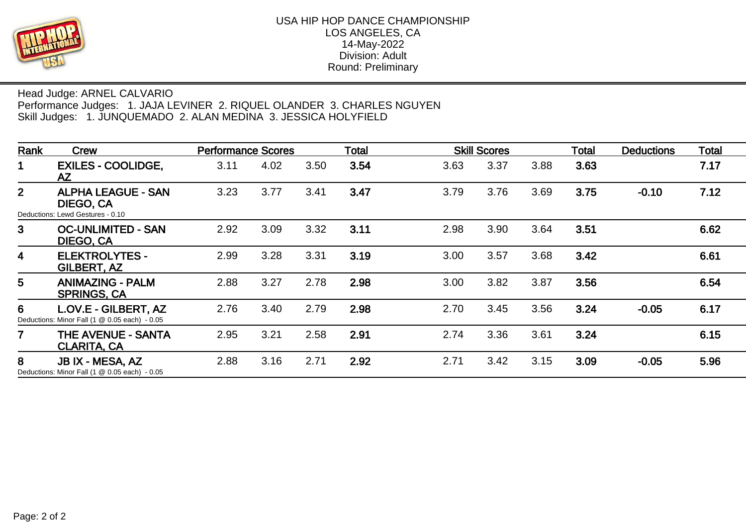USA HIP HOP DANCE CHAMPIONSHIP
LOS ANGELES, CA
14-May-2022
Division: Adult
Round: Preliminary

Head Judge: ARNEL CALVARIO
Performance Judges: 1. JAJA LEVINER 2. RIQUEL OLANDER 3. CHARLES NGUYEN
Skill Judges: 1. JUNQUEMADO 2. ALAN MEDINA 3. JESSICA HOLYFIELD

| Rank | Crew | Performance Scores | | | Total | Skill Scores | | | Total | Deductions | Total |
|---|---|---|---|---|---|---|---|---|---|---|---|
| 1 | **EXILES - COOLIDGE, AZ** | 3.11 | 4.02 | 3.50 | **3.54** | 3.63 | 3.37 | 3.88 | **3.63** | | **7.17** |
| 2 | **ALPHA LEAGUE - SAN DIEGO, CA** Deductions: Lewd Gestures - 0.10 | 3.23 | 3.77 | 3.41 | **3.47** | 3.79 | 3.76 | 3.69 | **3.75** | **-0.10** | **7.12** |
| 3 | **OC-UNLIMITED - SAN DIEGO, CA** | 2.92 | 3.09 | 3.32 | **3.11** | 2.98 | 3.90 | 3.64 | **3.51** | | **6.62** |
| 4 | **ELEKTROLYTES - GILBERT, AZ** | 2.99 | 3.28 | 3.31 | **3.19** | 3.00 | 3.57 | 3.68 | **3.42** | | **6.61** |
| 5 | **ANIMAZING - PALM SPRINGS, CA** | 2.88 | 3.27 | 2.78 | **2.98** | 3.00 | 3.82 | 3.87 | **3.56** | | **6.54** |
| 6 | **L.OV.E - GILBERT, AZ** Deductions: Minor Fall (1 @ 0.05 each) - 0.05 | 2.76 | 3.40 | 2.79 | **2.98** | 2.70 | 3.45 | 3.56 | **3.24** | **-0.05** | **6.17** |
| 7 | **THE AVENUE - SANTA CLARITA, CA** | 2.95 | 3.21 | 2.58 | **2.91** | 2.74 | 3.36 | 3.61 | **3.24** | | **6.15** |
| 8 | **JB IX - MESA, AZ** Deductions: Minor Fall (1 @ 0.05 each) - 0.05 | 2.88 | 3.16 | 2.71 | **2.92** | 2.71 | 3.42 | 3.15 | **3.09** | **-0.05** | **5.96** |